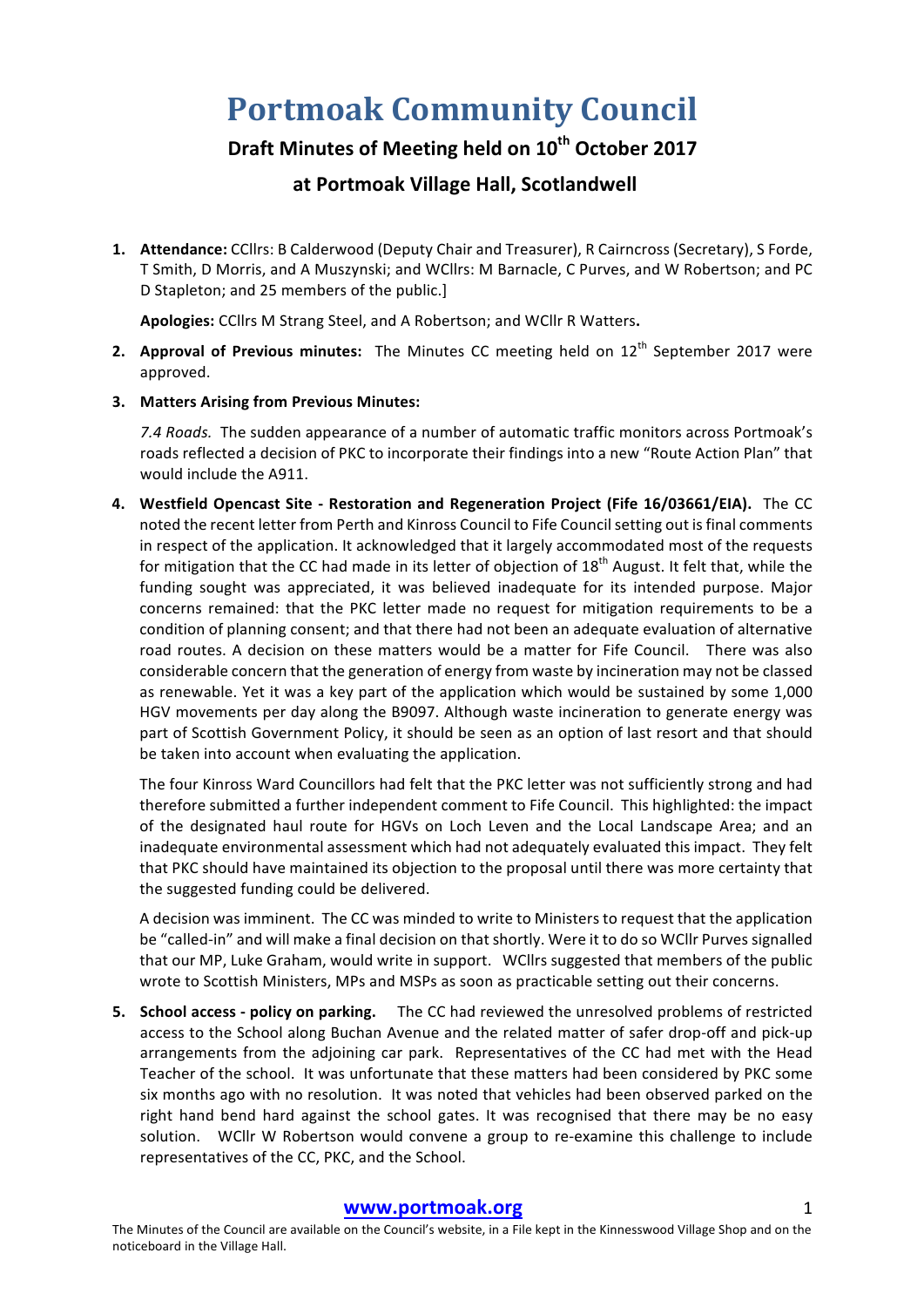# Portmoak Community Council

## Draft Minutes of Meeting held on 10th October 2017

## at Portmoak Village Hall, Scotlandwell

1. **Attendance:** CCllrs: B Calderwood (Deputy Chair and Treasurer), R Cairncross (Secretary), S Forde, T Smith, D Morris, and A Muszynski; and WCllrs: M Barnacle, C Purves, and W Robertson; and PC D Stapleton; and 25 members of the public.]

   **Apologies:** CCllrs M Strang Steel, and A Robertson; and WCllr R Watters**.**

2. **Approval of Previous minutes:** The Minutes CC meeting held on 12th September 2017 were approved.

3. **Matters Arising from Previous Minutes:**

   *7.4 Roads.* The sudden appearance of a number of automatic traffic monitors across Portmoak's roads reflected a decision of PKC to incorporate their findings into a new "Route Action Plan" that would include the A911.

4. **Westfield Opencast Site - Restoration and Regeneration Project (Fife 16/03661/EIA).** The CC noted the recent letter from Perth and Kinross Council to Fife Council setting out is final comments in respect of the application. It acknowledged that it largely accommodated most of the requests for mitigation that the CC had made in its letter of objection of 18th August. It felt that, while the funding sought was appreciated, it was believed inadequate for its intended purpose. Major concerns remained: that the PKC letter made no request for mitigation requirements to be a condition of planning consent; and that there had not been an adequate evaluation of alternative road routes. A decision on these matters would be a matter for Fife Council. There was also considerable concern that the generation of energy from waste by incineration may not be classed as renewable. Yet it was a key part of the application which would be sustained by some 1,000 HGV movements per day along the B9097. Although waste incineration to generate energy was part of Scottish Government Policy, it should be seen as an option of last resort and that should be taken into account when evaluating the application.

   The four Kinross Ward Councillors had felt that the PKC letter was not sufficiently strong and had therefore submitted a further independent comment to Fife Council. This highlighted: the impact of the designated haul route for HGVs on Loch Leven and the Local Landscape Area; and an inadequate environmental assessment which had not adequately evaluated this impact. They felt that PKC should have maintained its objection to the proposal until there was more certainty that the suggested funding could be delivered.

   A decision was imminent. The CC was minded to write to Ministers to request that the application be "called-in" and will make a final decision on that shortly. Were it to do so WCllr Purves signalled that our MP, Luke Graham, would write in support. WCllrs suggested that members of the public wrote to Scottish Ministers, MPs and MSPs as soon as practicable setting out their concerns.

5. **School access - policy on parking.** The CC had reviewed the unresolved problems of restricted access to the School along Buchan Avenue and the related matter of safer drop-off and pick-up arrangements from the adjoining car park. Representatives of the CC had met with the Head Teacher of the school. It was unfortunate that these matters had been considered by PKC some six months ago with no resolution. It was noted that vehicles had been observed parked on the right hand bend hard against the school gates. It was recognised that there may be no easy solution. WCllr W Robertson would convene a group to re-examine this challenge to include representatives of the CC, PKC, and the School.

**www.portmoak.org**

The Minutes of the Council are available on the Council's website, in a File kept in the Kinnesswood Village Shop and on the noticeboard in the Village Hall.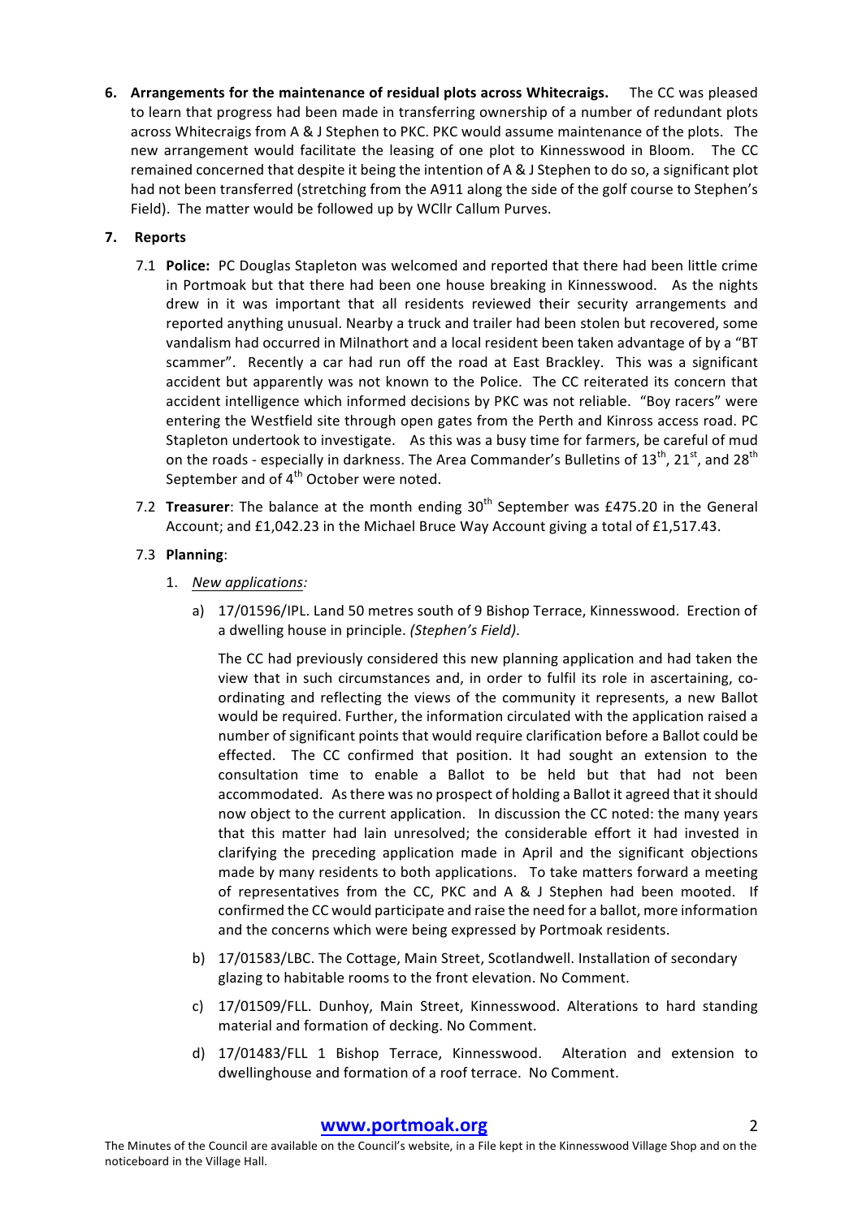6. **Arrangements for the maintenance of residual plots across Whitecraigs.** The CC was pleased to learn that progress had been made in transferring ownership of a number of redundant plots across Whitecraigs from A & J Stephen to PKC. PKC would assume maintenance of the plots. The new arrangement would facilitate the leasing of one plot to Kinnesswood in Bloom. The CC remained concerned that despite it being the intention of A & J Stephen to do so, a significant plot had not been transferred (stretching from the A911 along the side of the golf course to Stephen's Field). The matter would be followed up by WCllr Callum Purves.

7. **Reports**

   7.1 **Police:** PC Douglas Stapleton was welcomed and reported that there had been little crime in Portmoak but that there had been one house breaking in Kinnesswood. As the nights drew in it was important that all residents reviewed their security arrangements and reported anything unusual. Nearby a truck and trailer had been stolen but recovered, some vandalism had occurred in Milnathort and a local resident been taken advantage of by a "BT scammer". Recently a car had run off the road at East Brackley. This was a significant accident but apparently was not known to the Police. The CC reiterated its concern that accident intelligence which informed decisions by PKC was not reliable. "Boy racers" were entering the Westfield site through open gates from the Perth and Kinross access road. PC Stapleton undertook to investigate. As this was a busy time for farmers, be careful of mud on the roads - especially in darkness. The Area Commander's Bulletins of 13th, 21st, and 28th September and of 4th October were noted.

   7.2 **Treasurer**: The balance at the month ending 30th September was £475.20 in the General Account; and £1,042.23 in the Michael Bruce Way Account giving a total of £1,517.43.

   7.3 **Planning**:

   1. *New applications:*

      a) 17/01596/IPL. Land 50 metres south of 9 Bishop Terrace, Kinnesswood. Erection of a dwelling house in principle. *(Stephen's Field).*

         The CC had previously considered this new planning application and had taken the view that in such circumstances and, in order to fulfil its role in ascertaining, co-ordinating and reflecting the views of the community it represents, a new Ballot would be required. Further, the information circulated with the application raised a number of significant points that would require clarification before a Ballot could be effected. The CC confirmed that position. It had sought an extension to the consultation time to enable a Ballot to be held but that had not been accommodated. As there was no prospect of holding a Ballot it agreed that it should now object to the current application. In discussion the CC noted: the many years that this matter had lain unresolved; the considerable effort it had invested in clarifying the preceding application made in April and the significant objections made by many residents to both applications. To take matters forward a meeting of representatives from the CC, PKC and A & J Stephen had been mooted. If confirmed the CC would participate and raise the need for a ballot, more information and the concerns which were being expressed by Portmoak residents.

      b) 17/01583/LBC. The Cottage, Main Street, Scotlandwell. Installation of secondary glazing to habitable rooms to the front elevation. No Comment.

      c) 17/01509/FLL. Dunhoy, Main Street, Kinnesswood. Alterations to hard standing material and formation of decking. No Comment.

      d) 17/01483/FLL 1 Bishop Terrace, Kinnesswood. Alteration and extension to dwellinghouse and formation of a roof terrace. No Comment.

**www.portmoak.org**

The Minutes of the Council are available on the Council's website, in a File kept in the Kinnesswood Village Shop and on the noticeboard in the Village Hall.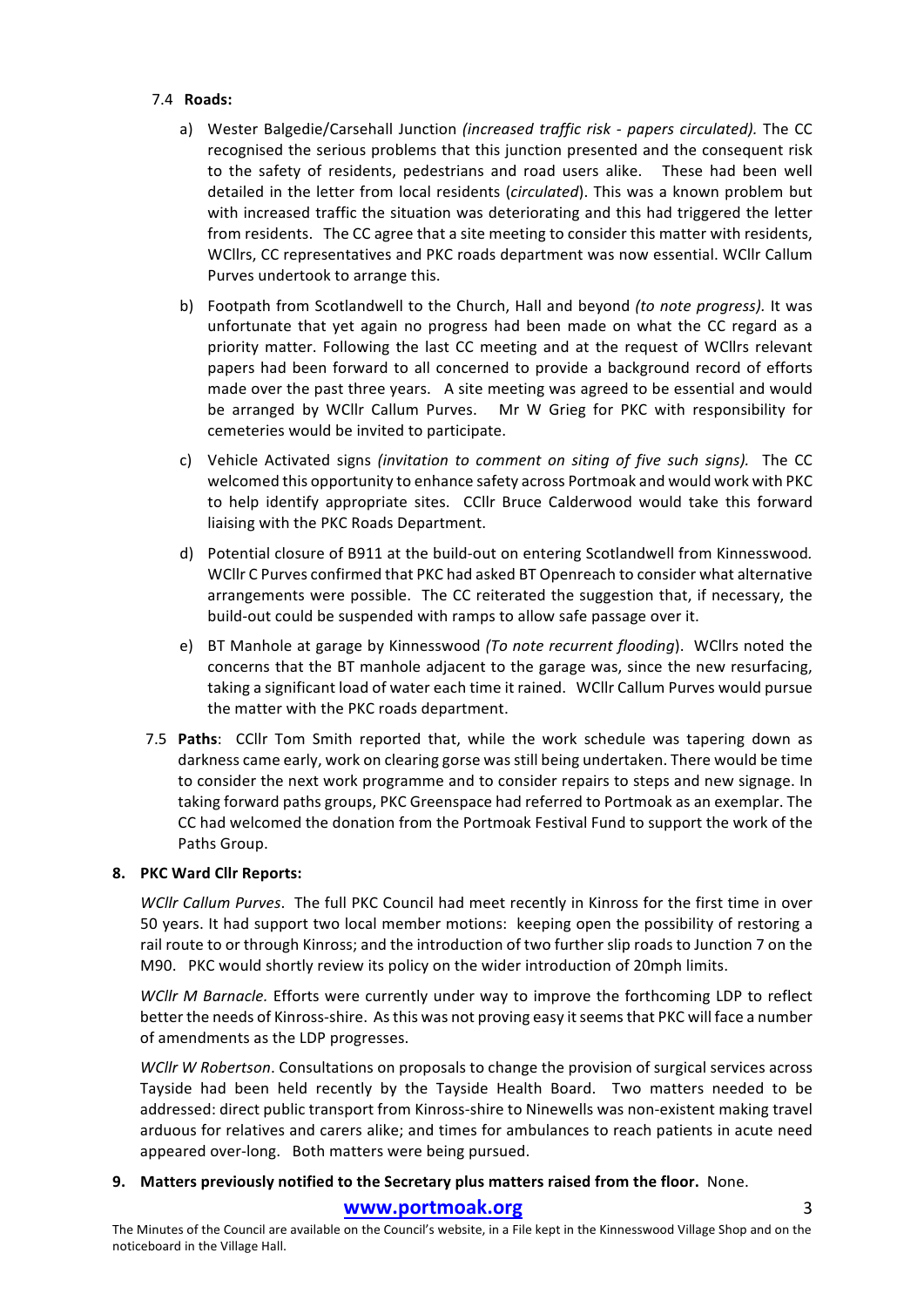7.4 **Roads:**

a) Wester Balgedie/Carsehall Junction *(increased traffic risk - papers circulated).* The CC recognised the serious problems that this junction presented and the consequent risk to the safety of residents, pedestrians and road users alike. These had been well detailed in the letter from local residents (*circulated*). This was a known problem but with increased traffic the situation was deteriorating and this had triggered the letter from residents. The CC agree that a site meeting to consider this matter with residents, WCllrs, CC representatives and PKC roads department was now essential. WCllr Callum Purves undertook to arrange this.

b) Footpath from Scotlandwell to the Church, Hall and beyond *(to note progress).* It was unfortunate that yet again no progress had been made on what the CC regard as a priority matter. Following the last CC meeting and at the request of WCllrs relevant papers had been forward to all concerned to provide a background record of efforts made over the past three years. A site meeting was agreed to be essential and would be arranged by WCllr Callum Purves. Mr W Grieg for PKC with responsibility for cemeteries would be invited to participate.

c) Vehicle Activated signs *(invitation to comment on siting of five such signs).* The CC welcomed this opportunity to enhance safety across Portmoak and would work with PKC to help identify appropriate sites. CCllr Bruce Calderwood would take this forward liaising with the PKC Roads Department.

d) Potential closure of B911 at the build-out on entering Scotlandwell from Kinnesswood*.* WCllr C Purves confirmed that PKC had asked BT Openreach to consider what alternative arrangements were possible. The CC reiterated the suggestion that, if necessary, the build-out could be suspended with ramps to allow safe passage over it.

e) BT Manhole at garage by Kinnesswood *(To note recurrent flooding*). WCllrs noted the concerns that the BT manhole adjacent to the garage was, since the new resurfacing, taking a significant load of water each time it rained. WCllr Callum Purves would pursue the matter with the PKC roads department.

7.5 **Paths**: CCllr Tom Smith reported that, while the work schedule was tapering down as darkness came early, work on clearing gorse was still being undertaken. There would be time to consider the next work programme and to consider repairs to steps and new signage. In taking forward paths groups, PKC Greenspace had referred to Portmoak as an exemplar. The CC had welcomed the donation from the Portmoak Festival Fund to support the work of the Paths Group.

## 8. PKC Ward Cllr Reports:

*WCllr Callum Purves*. The full PKC Council had meet recently in Kinross for the first time in over 50 years. It had support two local member motions: keeping open the possibility of restoring a rail route to or through Kinross; and the introduction of two further slip roads to Junction 7 on the M90. PKC would shortly review its policy on the wider introduction of 20mph limits.

*WCllr M Barnacle*. Efforts were currently under way to improve the forthcoming LDP to reflect better the needs of Kinross-shire. As this was not proving easy it seems that PKC will face a number of amendments as the LDP progresses.

*WCllr W Robertson*. Consultations on proposals to change the provision of surgical services across Tayside had been held recently by the Tayside Health Board. Two matters needed to be addressed: direct public transport from Kinross-shire to Ninewells was non-existent making travel arduous for relatives and carers alike; and times for ambulances to reach patients in acute need appeared over-long. Both matters were being pursued.

## 9. Matters previously notified to the Secretary plus matters raised from the floor.

None.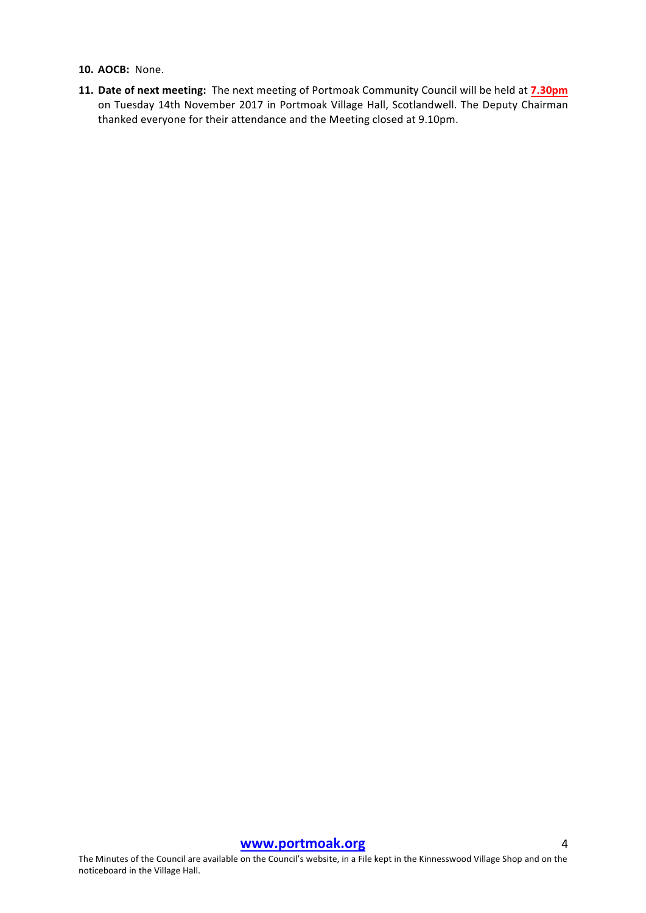10. **AOCB:** None.
11. **Date of next meeting:** The next meeting of Portmoak Community Council will be held at **7.30pm** on Tuesday 14th November 2017 in Portmoak Village Hall, Scotlandwell. The Deputy Chairman thanked everyone for their attendance and the Meeting closed at 9.10pm.